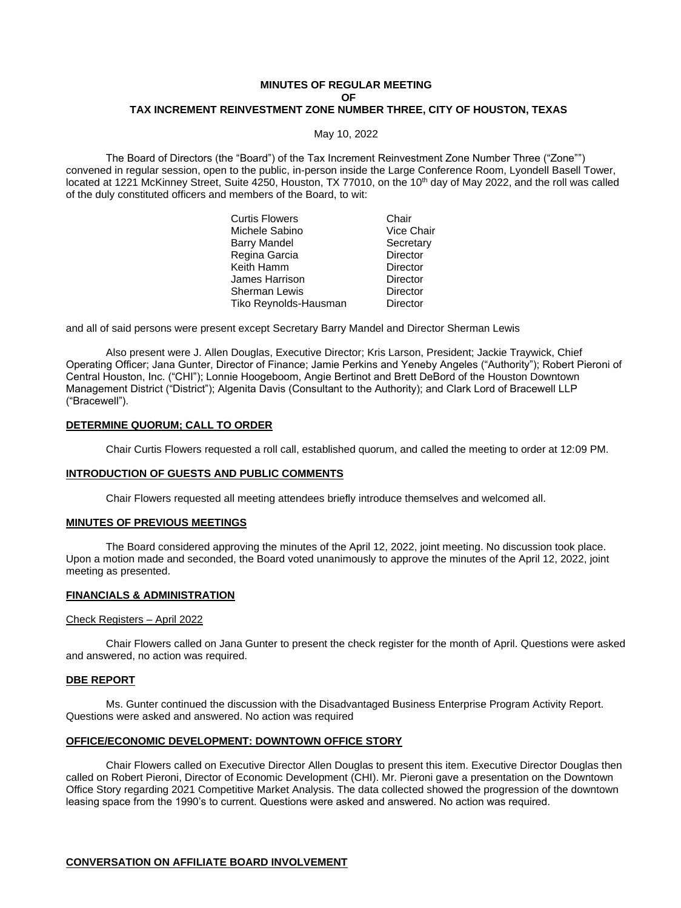**MINUTES OF REGULAR MEETING**
**OF**
**TAX INCREMENT REINVESTMENT ZONE NUMBER THREE, CITY OF HOUSTON, TEXAS**

May 10, 2022

The Board of Directors (the "Board") of the Tax Increment Reinvestment Zone Number Three ("Zone"") convened in regular session, open to the public, in-person inside the Large Conference Room, Lyondell Basell Tower, located at 1221 McKinney Street, Suite 4250, Houston, TX 77010, on the 10th day of May 2022, and the roll was called of the duly constituted officers and members of the Board, to wit:

| | |
|---|---|
| Curtis Flowers | Chair |
| Michele Sabino | Vice Chair |
| Barry Mandel | Secretary |
| Regina Garcia | Director |
| Keith Hamm | Director |
| James Harrison | Director |
| Sherman Lewis | Director |
| Tiko Reynolds-Hausman | Director |

and all of said persons were present except Secretary Barry Mandel and Director Sherman Lewis

Also present were J. Allen Douglas, Executive Director; Kris Larson, President; Jackie Traywick, Chief Operating Officer; Jana Gunter, Director of Finance; Jamie Perkins and Yeneby Angeles ("Authority"); Robert Pieroni of Central Houston, Inc. ("CHI"); Lonnie Hoogeboom, Angie Bertinot and Brett DeBord of the Houston Downtown Management District ("District"); Algenita Davis (Consultant to the Authority); and Clark Lord of Bracewell LLP ("Bracewell").

**DETERMINE QUORUM; CALL TO ORDER**

Chair Curtis Flowers requested a roll call, established quorum, and called the meeting to order at 12:09 PM.

**INTRODUCTION OF GUESTS AND PUBLIC COMMENTS**

Chair Flowers requested all meeting attendees briefly introduce themselves and welcomed all.

**MINUTES OF PREVIOUS MEETINGS**

The Board considered approving the minutes of the April 12, 2022, joint meeting. No discussion took place. Upon a motion made and seconded, the Board voted unanimously to approve the minutes of the April 12, 2022, joint meeting as presented.

**FINANCIALS & ADMINISTRATION**

Check Registers – April 2022

Chair Flowers called on Jana Gunter to present the check register for the month of April. Questions were asked and answered, no action was required.

**DBE REPORT**

Ms. Gunter continued the discussion with the Disadvantaged Business Enterprise Program Activity Report. Questions were asked and answered. No action was required

**OFFICE/ECONOMIC DEVELOPMENT: DOWNTOWN OFFICE STORY**

Chair Flowers called on Executive Director Allen Douglas to present this item. Executive Director Douglas then called on Robert Pieroni, Director of Economic Development (CHI). Mr. Pieroni gave a presentation on the Downtown Office Story regarding 2021 Competitive Market Analysis. The data collected showed the progression of the downtown leasing space from the 1990's to current. Questions were asked and answered. No action was required.

**CONVERSATION ON AFFILIATE BOARD INVOLVEMENT**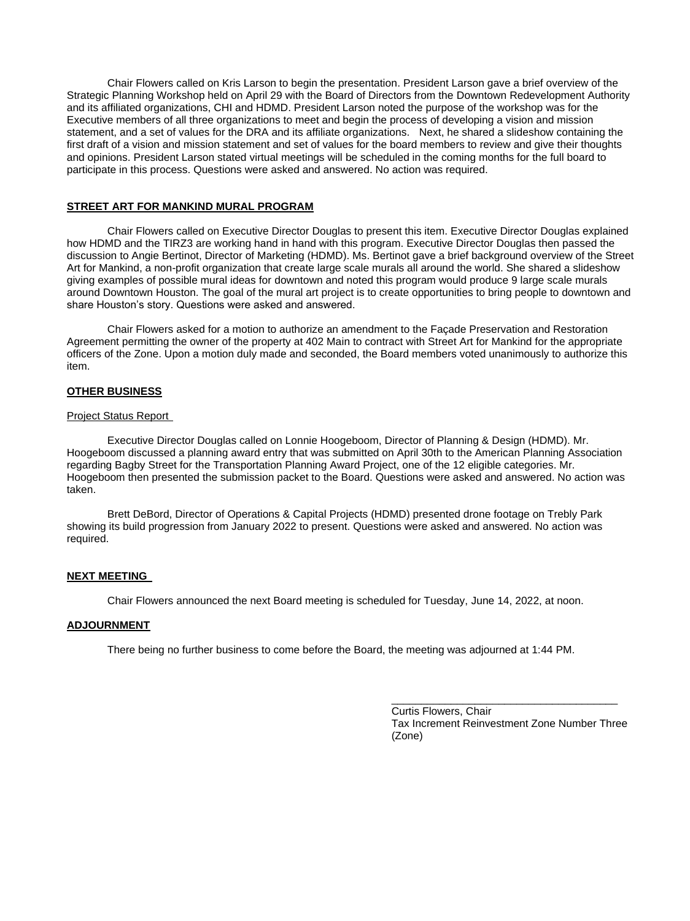Chair Flowers called on Kris Larson to begin the presentation. President Larson gave a brief overview of the Strategic Planning Workshop held on April 29 with the Board of Directors from the Downtown Redevelopment Authority and its affiliated organizations, CHI and HDMD. President Larson noted the purpose of the workshop was for the Executive members of all three organizations to meet and begin the process of developing a vision and mission statement, and a set of values for the DRA and its affiliate organizations. Next, he shared a slideshow containing the first draft of a vision and mission statement and set of values for the board members to review and give their thoughts and opinions. President Larson stated virtual meetings will be scheduled in the coming months for the full board to participate in this process. Questions were asked and answered. No action was required.

## STREET ART FOR MANKIND MURAL PROGRAM

Chair Flowers called on Executive Director Douglas to present this item. Executive Director Douglas explained how HDMD and the TIRZ3 are working hand in hand with this program. Executive Director Douglas then passed the discussion to Angie Bertinot, Director of Marketing (HDMD). Ms. Bertinot gave a brief background overview of the Street Art for Mankind, a non-profit organization that create large scale murals all around the world. She shared a slideshow giving examples of possible mural ideas for downtown and noted this program would produce 9 large scale murals around Downtown Houston. The goal of the mural art project is to create opportunities to bring people to downtown and share Houston's story. Questions were asked and answered.

Chair Flowers asked for a motion to authorize an amendment to the Façade Preservation and Restoration Agreement permitting the owner of the property at 402 Main to contract with Street Art for Mankind for the appropriate officers of the Zone. Upon a motion duly made and seconded, the Board members voted unanimously to authorize this item.

## OTHER BUSINESS

### Project Status Report

Executive Director Douglas called on Lonnie Hoogeboom, Director of Planning & Design (HDMD). Mr. Hoogeboom discussed a planning award entry that was submitted on April 30th to the American Planning Association regarding Bagby Street for the Transportation Planning Award Project, one of the 12 eligible categories. Mr. Hoogeboom then presented the submission packet to the Board. Questions were asked and answered. No action was taken.

Brett DeBord, Director of Operations & Capital Projects (HDMD) presented drone footage on Trebly Park showing its build progression from January 2022 to present. Questions were asked and answered. No action was required.

## NEXT MEETING

Chair Flowers announced the next Board meeting is scheduled for Tuesday, June 14, 2022, at noon.

## ADJOURNMENT

There being no further business to come before the Board, the meeting was adjourned at 1:44 PM.

\_\_\_\_\_\_\_\_\_\_\_\_\_\_\_\_\_\_\_\_\_\_\_\_\_\_\_\_\_\_\_\_\_\_\_\_\_\_\_\_

Curtis Flowers, Chair
Tax Increment Reinvestment Zone Number Three (Zone)